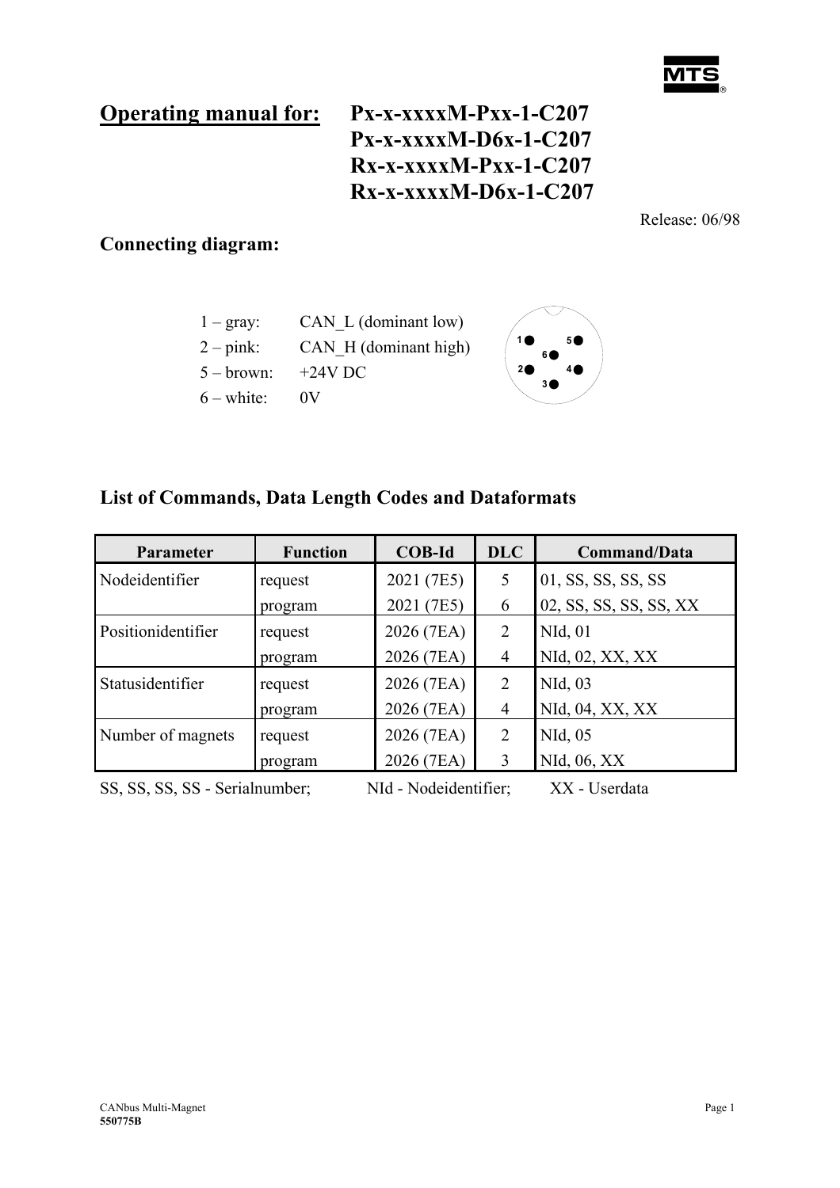MTS

## Operating manual for: Px-x-xxxxM-Pxx-1-C207 Px-x-xxxxM-D6x-1-C207 Rx-x-xxxxM-Pxx-1-C207 Rx-x-xxxxM-D6x-1-C207

Release: 06/98

## Connecting diagram:

1 – gray: CAN_L (dominant low)
2 – pink: CAN_H (dominant high)
5 – brown: +24V DC
6 – white: 0V

## List of Commands, Data Length Codes and Dataformats

| Parameter | Function | COB-Id | DLC | Command/Data |
|---|---|---|---|---|
| Nodeidentifier | request | 2021 (7E5) | 5 | 01, SS, SS, SS, SS |
| | program | 2021 (7E5) | 6 | 02, SS, SS, SS, SS, XX |
| Positionidentifier | request | 2026 (7EA) | 2 | NId, 01 |
| | program | 2026 (7EA) | 4 | NId, 02, XX, XX |
| Statusidentifier | request | 2026 (7EA) | 2 | NId, 03 |
| | program | 2026 (7EA) | 4 | NId, 04, XX, XX |
| Number of magnets | request | 2026 (7EA) | 2 | NId, 05 |
| | program | 2026 (7EA) | 3 | NId, 06, XX |

SS, SS, SS, SS - Serialnumber; NId - Nodeidentifier; XX - Userdata

CANbus Multi-Magnet
**550775B**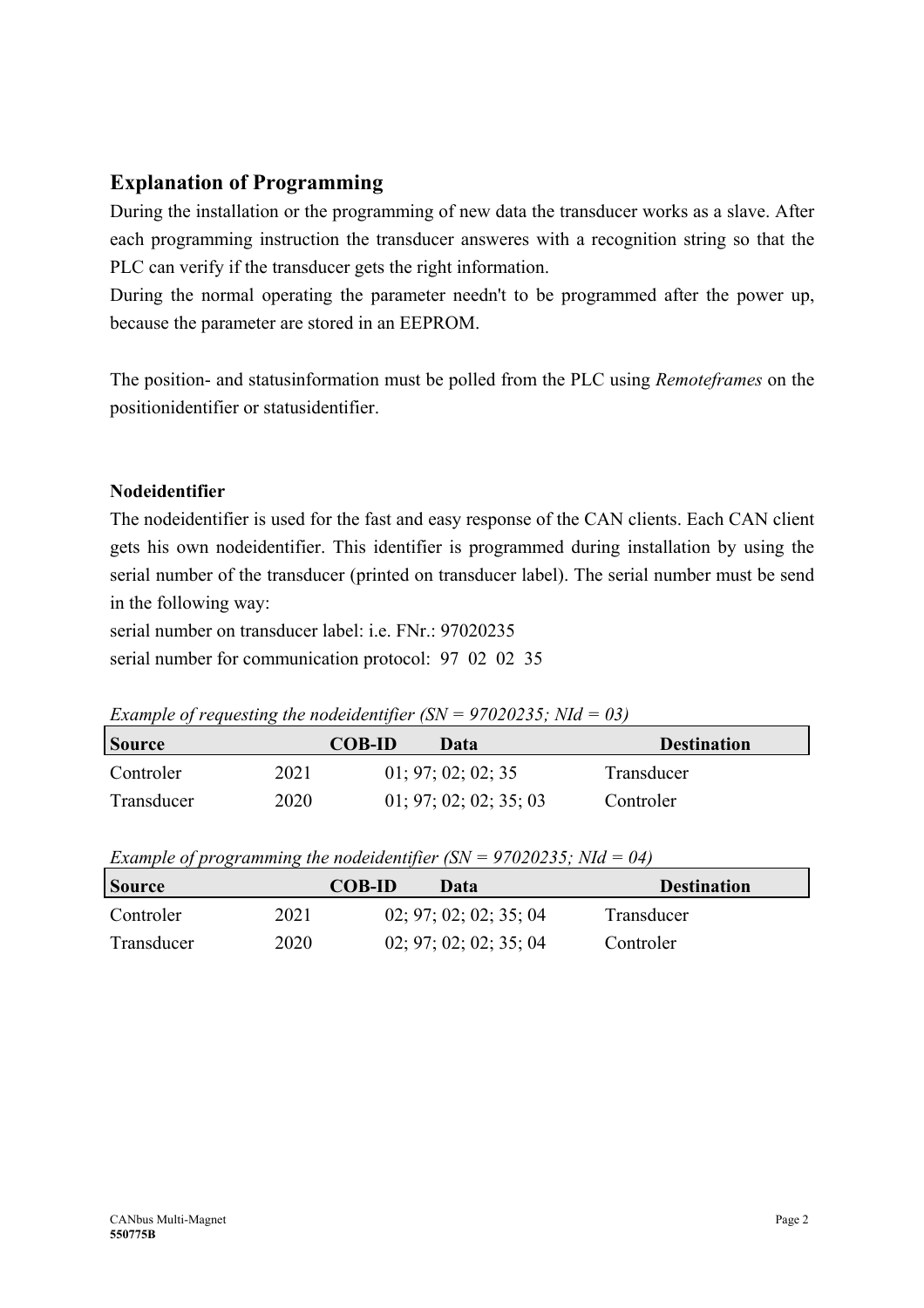## Explanation of Programming

During the installation or the programming of new data the transducer works as a slave. After each programming instruction the transducer answeres with a recognition string so that the PLC can verify if the transducer gets the right information.

During the normal operating the parameter needn't to be programmed after the power up, because the parameter are stored in an EEPROM.

The position- and statusinformation must be polled from the PLC using *Remoteframes* on the positionidentifier or statusidentifier.

### Nodeidentifier

The nodeidentifier is used for the fast and easy response of the CAN clients. Each CAN client gets his own nodeidentifier. This identifier is programmed during installation by using the serial number of the transducer (printed on transducer label). The serial number must be send in the following way:

serial number on transducer label: i.e. FNr.: 97020235

serial number for communication protocol: 97 02 02 35

*Example of requesting the nodeidentifier (SN = 97020235; NId = 03)*

| Source | COB-ID | Data | Destination |
|---|---|---|---|
| Controler | 2021 | 01; 97; 02; 02; 35 | Transducer |
| Transducer | 2020 | 01; 97; 02; 02; 35; 03 | Controler |

*Example of programming the nodeidentifier (SN = 97020235; NId = 04)*

| Source | COB-ID | Data | Destination |
|---|---|---|---|
| Controler | 2021 | 02; 97; 02; 02; 35; 04 | Transducer |
| Transducer | 2020 | 02; 97; 02; 02; 35; 04 | Controler |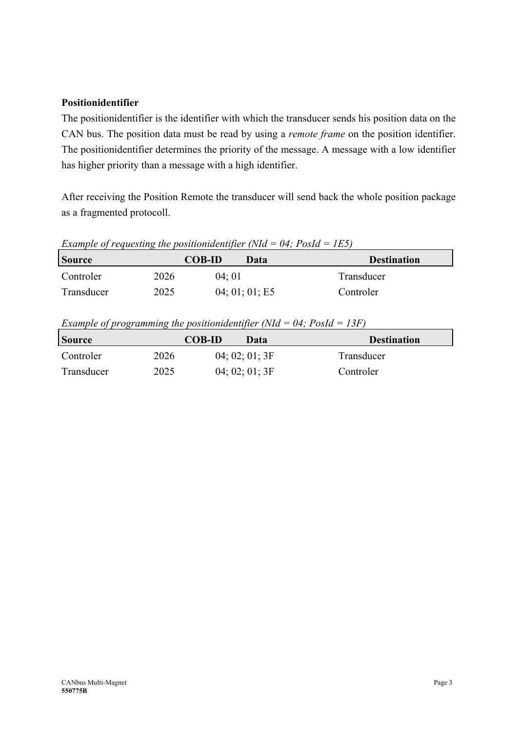**Positionidentifier**

The positionidentifier is the identifier with which the transducer sends his position data on the CAN bus. The position data must be read by using a *remote frame* on the position identifier. The positionidentifier determines the priority of the message. A message with a low identifier has higher priority than a message with a high identifier.

After receiving the Position Remote the transducer will send back the whole position package as a fragmented protocoll.

*Example of requesting the positionidentifier (NId = 04; PosId = 1E5)*

| Source | COB-ID | Data | Destination |
|---|---|---|---|
| Controler | 2026 | 04; 01 | Transducer |
| Transducer | 2025 | 04; 01; 01; E5 | Controler |

*Example of programming the positionidentifier (NId = 04; PosId = 13F)*

| Source | COB-ID | Data | Destination |
|---|---|---|---|
| Controler | 2026 | 04; 02; 01; 3F | Transducer |
| Transducer | 2025 | 04; 02; 01; 3F | Controler |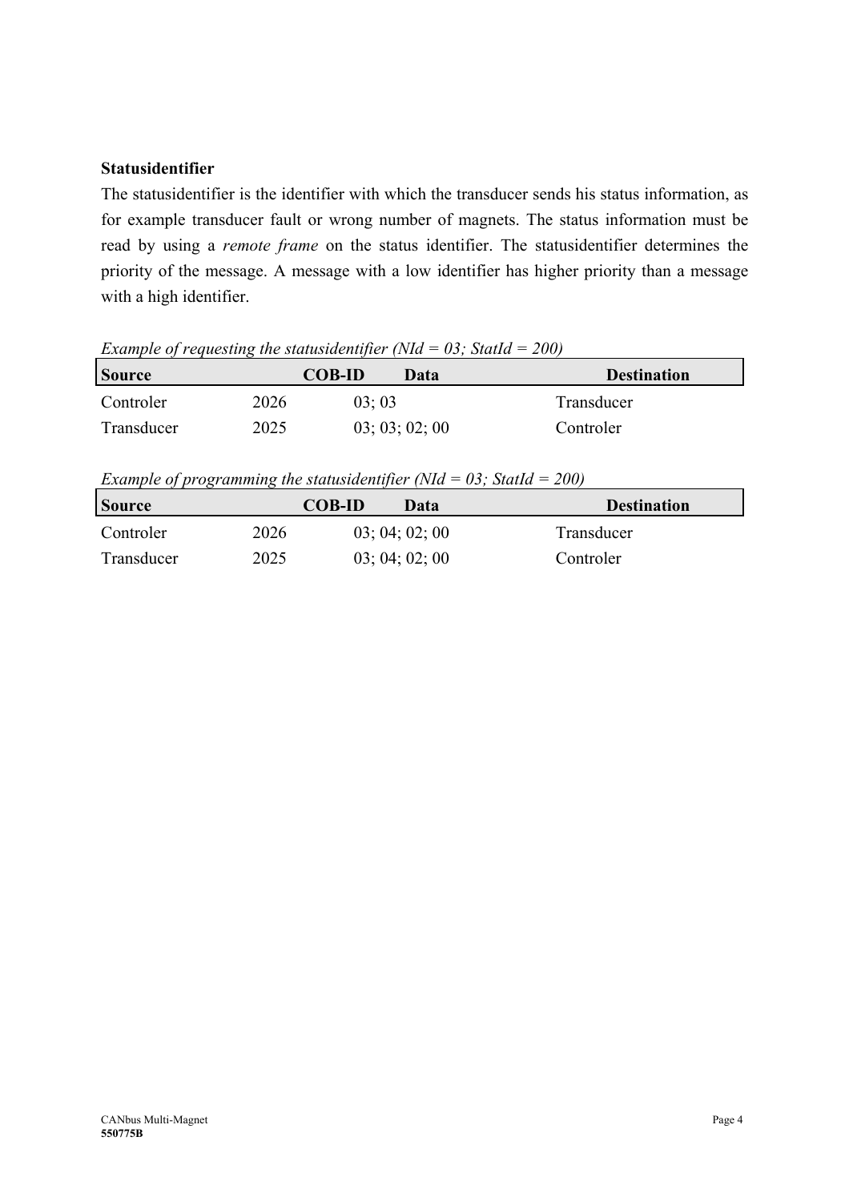**Statusidentifier**

The statusidentifier is the identifier with which the transducer sends his status information, as for example transducer fault or wrong number of magnets. The status information must be read by using a *remote frame* on the status identifier. The statusidentifier determines the priority of the message. A message with a low identifier has higher priority than a message with a high identifier.

*Example of requesting the statusidentifier (NId = 03; StatId = 200)*

| Source | COB-ID | Data | Destination |
|---|---|---|---|
| Controler | 2026 | 03; 03 | Transducer |
| Transducer | 2025 | 03; 03; 02; 00 | Controler |

*Example of programming the statusidentifier (NId = 03; StatId = 200)*

| Source | COB-ID | Data | Destination |
|---|---|---|---|
| Controler | 2026 | 03; 04; 02; 00 | Transducer |
| Transducer | 2025 | 03; 04; 02; 00 | Controler |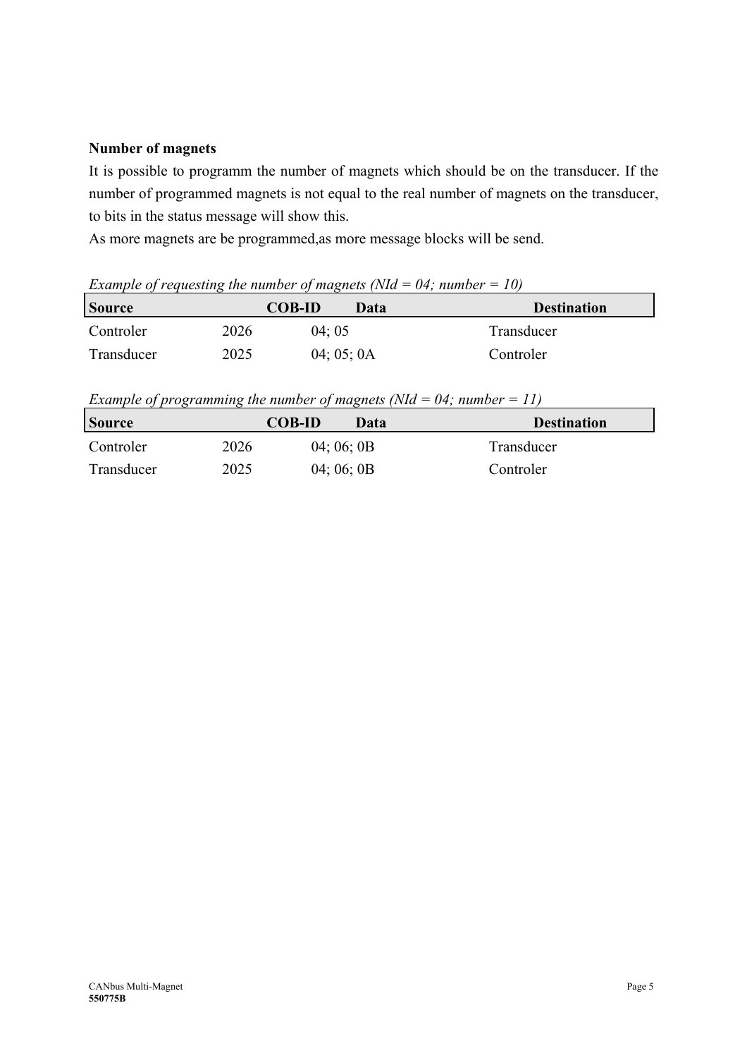**Number of magnets**

It is possible to programm the number of magnets which should be on the transducer. If the number of programmed magnets is not equal to the real number of magnets on the transducer, to bits in the status message will show this.

As more magnets are be programmed,as more message blocks will be send.

*Example of requesting the number of magnets (NId = 04; number = 10)*

| Source | COB-ID | Data | Destination |
|---|---|---|---|
| Controler | 2026 | 04; 05 | Transducer |
| Transducer | 2025 | 04; 05; 0A | Controler |

*Example of programming the number of magnets (NId = 04; number = 11)*

| Source | COB-ID | Data | Destination |
|---|---|---|---|
| Controler | 2026 | 04; 06; 0B | Transducer |
| Transducer | 2025 | 04; 06; 0B | Controler |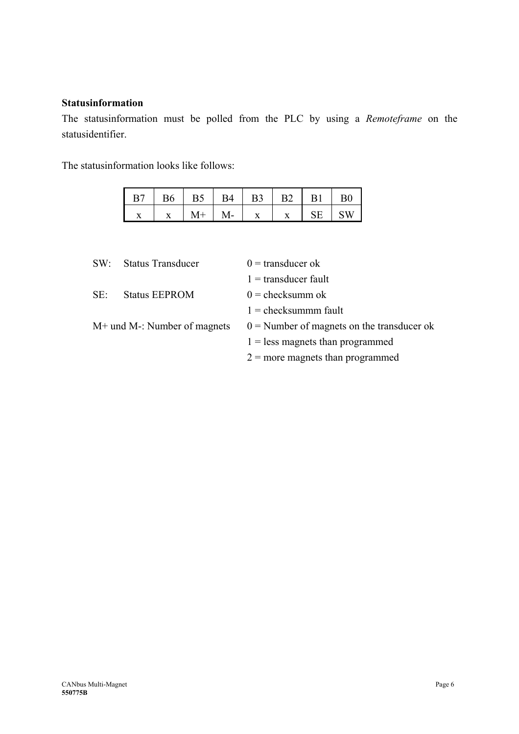**Statusinformation**

The statusinformation must be polled from the PLC by using a *Remoteframe* on the statusidentifier.

The statusinformation looks like follows:

| B7 | B6 | B5 | B4 | B3 | B2 | B1 | B0 |
|---|---|---|---|---|---|---|---|
| x | x | M+ | M- | x | x | SE | SW |

| | |
|---|---|
| SW: Status Transducer | 0 = transducer ok |
| | 1 = transducer fault |
| SE: Status EEPROM | 0 = checksumm ok |
| | 1 = checksummm fault |
| M+ und M-: Number of magnets | 0 = Number of magnets on the transducer ok |
| | 1 = less magnets than programmed |
| | 2 = more magnets than programmed |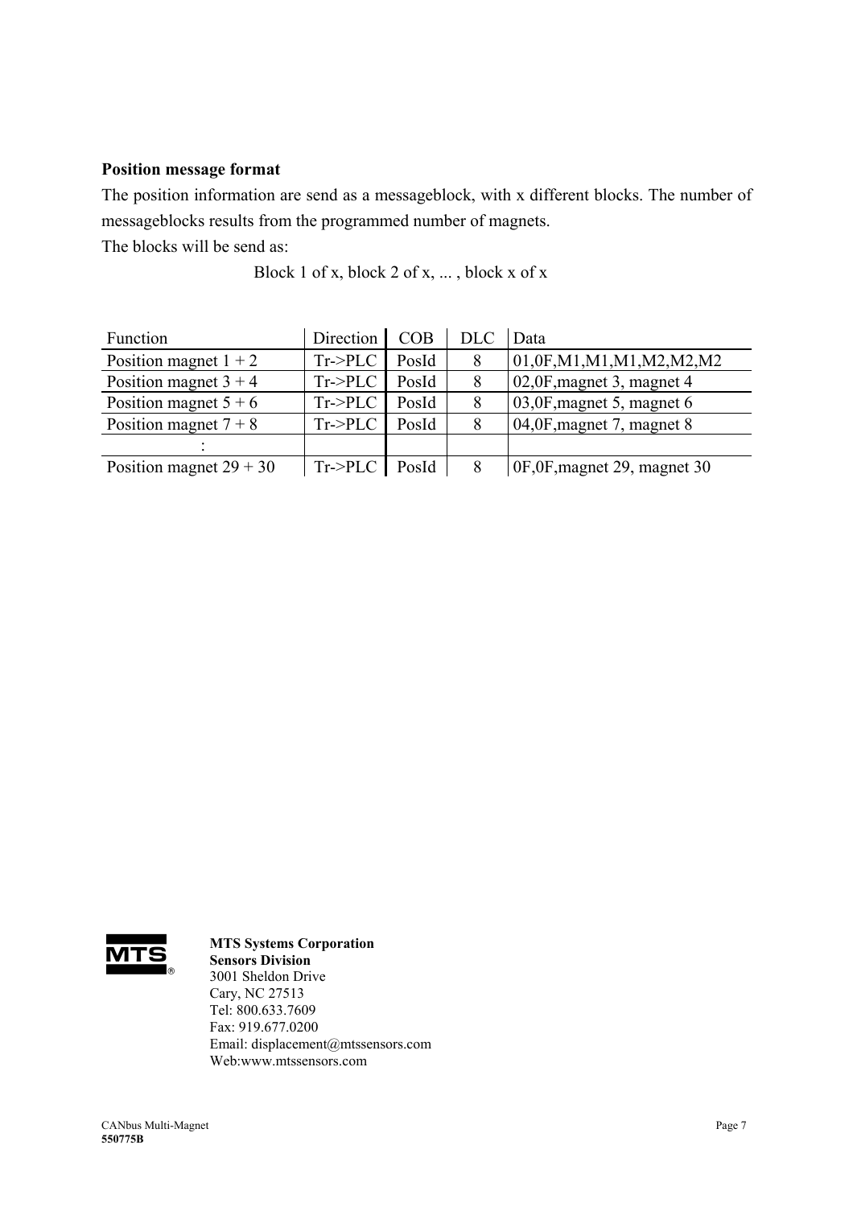**Position message format**

The position information are send as a messageblock, with x different blocks. The number of messageblocks results from the programmed number of magnets.

The blocks will be send as:

Block 1 of x, block 2 of x, ... , block x of x

| Function | Direction | COB | DLC | Data |
|---|---|---|---|---|
| Position magnet 1 + 2 | Tr->PLC | PosId | 8 | 01,0F,M1,M1,M1,M2,M2,M2 |
| Position magnet 3 + 4 | Tr->PLC | PosId | 8 | 02,0F,magnet 3, magnet 4 |
| Position magnet 5 + 6 | Tr->PLC | PosId | 8 | 03,0F,magnet 5, magnet 6 |
| Position magnet 7 + 8 | Tr->PLC | PosId | 8 | 04,0F,magnet 7, magnet 8 |
| : | | | | |
| Position magnet 29 + 30 | Tr->PLC | PosId | 8 | 0F,0F,magnet 29, magnet 30 |

**MTS Systems Corporation**
**Sensors Division**
3001 Sheldon Drive
Cary, NC 27513
Tel: 800.633.7609
Fax: 919.677.0200
Email: displacement@mtssensors.com
Web:www.mtssensors.com

CANbus Multi-Magnet
**550775B**